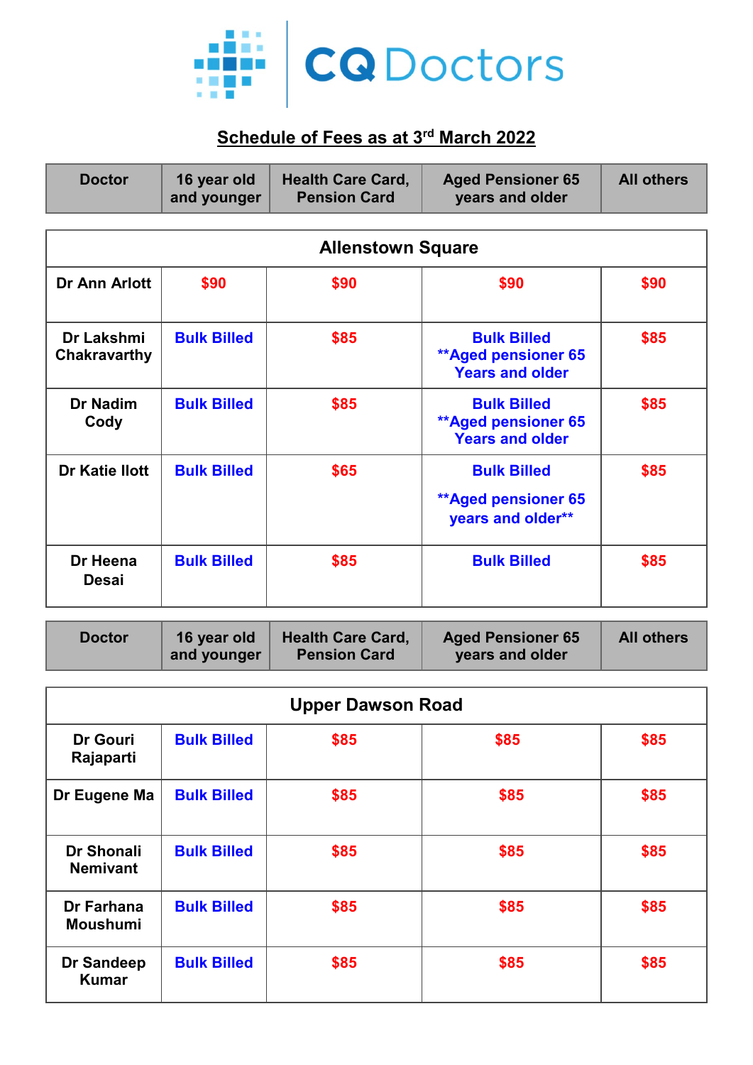# CQ Doctors

## Schedule of Fees as at 3rd March 2022

| Doctor | 16 year old and younger | Health Care Card, Pension Card | Aged Pensioner 65 years and older | All others |
|---|---|---|---|---|
| **Allenstown Square** | | | | |
| Dr Ann Arlott | $90 | $90 | $90 | $90 |
| Dr Lakshmi Chakravarthy | Bulk Billed | $85 | Bulk Billed **Aged pensioner 65 Years and older | $85 |
| Dr Nadim Cody | Bulk Billed | $85 | Bulk Billed **Aged pensioner 65 Years and older | $85 |
| Dr Katie Ilott | Bulk Billed | $65 | Bulk Billed **Aged pensioner 65 years and older** | $85 |
| Dr Heena Desai | Bulk Billed | $85 | Bulk Billed | $85 |

| Doctor | 16 year old and younger | Health Care Card, Pension Card | Aged Pensioner 65 years and older | All others |
|---|---|---|---|---|
| **Upper Dawson Road** | | | | |
| Dr Gouri Rajaparti | Bulk Billed | $85 | $85 | $85 |
| Dr Eugene Ma | Bulk Billed | $85 | $85 | $85 |
| Dr Shonali Nemivant | Bulk Billed | $85 | $85 | $85 |
| Dr Farhana Moushumi | Bulk Billed | $85 | $85 | $85 |
| Dr Sandeep Kumar | Bulk Billed | $85 | $85 | $85 |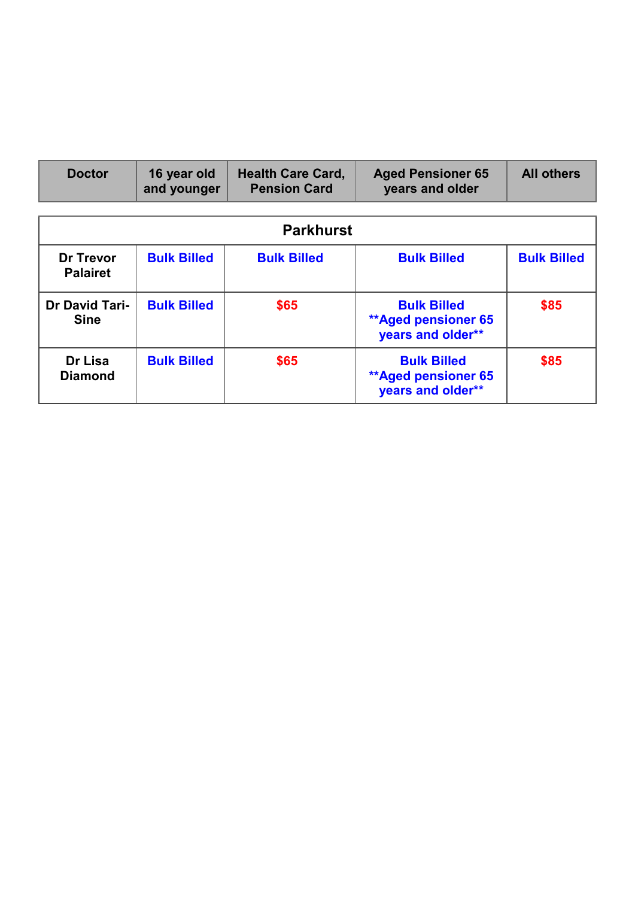| Doctor | 16 year old and younger | Health Care Card, Pension Card | Aged Pensioner 65 years and older | All others |
|---|---|---|---|---|
| **Parkhurst** | | | | |
| Dr Trevor Palairet | Bulk Billed | Bulk Billed | Bulk Billed | Bulk Billed |
| Dr David Tari-Sine | Bulk Billed | $65 | Bulk Billed **Aged pensioner 65 years and older** | $85 |
| Dr Lisa Diamond | Bulk Billed | $65 | Bulk Billed **Aged pensioner 65 years and older** | $85 |